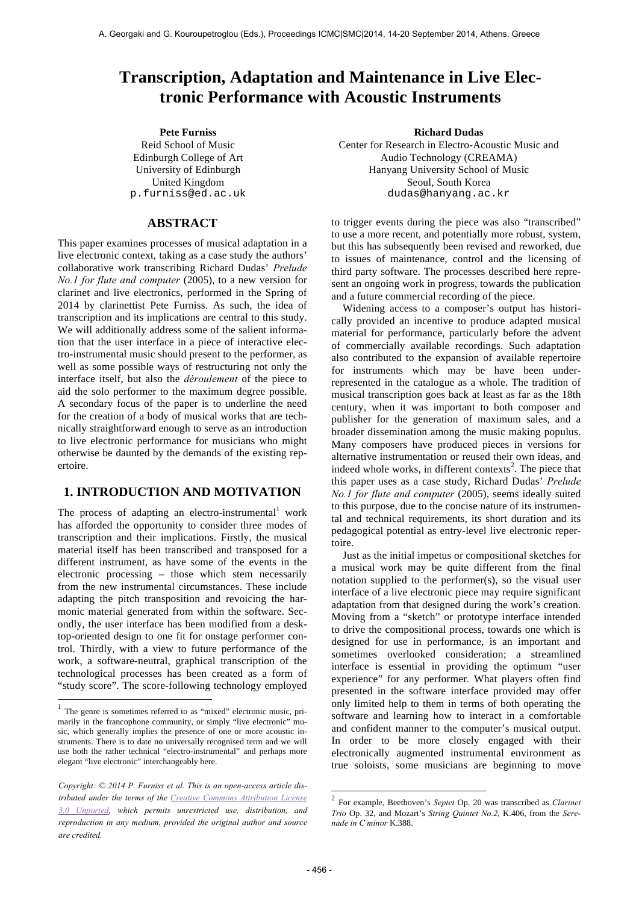# Transcription, Adaptation and Maintenance in Live Electronic Performance with Acoustic Instruments

**Pete Furniss**
Reid School of Music
Edinburgh College of Art
University of Edinburgh
United Kingdom
p.furniss@ed.ac.uk

**Richard Dudas**
Center for Research in Electro-Acoustic Music and Audio Technology (CREAMA)
Hanyang University School of Music
Seoul, South Korea
dudas@hanyang.ac.kr

## ABSTRACT

This paper examines processes of musical adaptation in a live electronic context, taking as a case study the authors' collaborative work transcribing Richard Dudas' *Prelude No.1 for flute and computer* (2005), to a new version for clarinet and live electronics, performed in the Spring of 2014 by clarinettist Pete Furniss. As such, the idea of transcription and its implications are central to this study. We will additionally address some of the salient information that the user interface in a piece of interactive electro-instrumental music should present to the performer, as well as some possible ways of restructuring not only the interface itself, but also the *déroulement* of the piece to aid the solo performer to the maximum degree possible. A secondary focus of the paper is to underline the need for the creation of a body of musical works that are technically straightforward enough to serve as an introduction to live electronic performance for musicians who might otherwise be daunted by the demands of the existing repertoire.

## 1. INTRODUCTION AND MOTIVATION

The process of adapting an electro-instrumental[1] work has afforded the opportunity to consider three modes of transcription and their implications. Firstly, the musical material itself has been transcribed and transposed for a different instrument, as have some of the events in the electronic processing – those which stem necessarily from the new instrumental circumstances. These include adapting the pitch transposition and revoicing the harmonic material generated from within the software. Secondly, the user interface has been modified from a desktop-oriented design to one fit for onstage performer control. Thirdly, with a view to future performance of the work, a software-neutral, graphical transcription of the technological processes has been created as a form of "study score". The score-following technology employed to trigger events during the piece was also "transcribed" to use a more recent, and potentially more robust, system, but this has subsequently been revised and reworked, due to issues of maintenance, control and the licensing of third party software. The processes described here represent an ongoing work in progress, towards the publication and a future commercial recording of the piece.

Widening access to a composer's output has historically provided an incentive to produce adapted musical material for performance, particularly before the advent of commercially available recordings. Such adaptation also contributed to the expansion of available repertoire for instruments which may be have been under-represented in the catalogue as a whole. The tradition of musical transcription goes back at least as far as the 18th century, when it was important to both composer and publisher for the generation of maximum sales, and a broader dissemination among the music making populus. Many composers have produced pieces in versions for alternative instrumentation or reused their own ideas, and indeed whole works, in different contexts[2]. The piece that this paper uses as a case study, Richard Dudas' *Prelude No.1 for flute and computer* (2005), seems ideally suited to this purpose, due to the concise nature of its instrumental and technical requirements, its short duration and its pedagogical potential as entry-level live electronic repertoire.

Just as the initial impetus or compositional sketches for a musical work may be quite different from the final notation supplied to the performer(s), so the visual user interface of a live electronic piece may require significant adaptation from that designed during the work's creation. Moving from a "sketch" or prototype interface intended to drive the compositional process, towards one which is designed for use in performance, is an important and sometimes overlooked consideration; a streamlined interface is essential in providing the optimum "user experience" for any performer. What players often find presented in the software interface provided may offer only limited help to them in terms of both operating the software and learning how to interact in a comfortable and confident manner to the computer's musical output. In order to be more closely engaged with their electronically augmented instrumental environment as true soloists, some musicians are beginning to move

[1] The genre is sometimes referred to as "mixed" electronic music, primarily in the francophone community, or simply "live electronic" music, which generally implies the presence of one or more acoustic instruments. There is to date no universally recognised term and we will use both the rather technical "electro-instrumental" and perhaps more elegant "live electronic" interchangeably here.

[2] For example, Beethoven's *Septet* Op. 20 was transcribed as *Clarinet Trio* Op. 32, and Mozart's *String Quintet No.2*, K.406, from the *Serenade in C minor* K.388.

*Copyright: © 2014 P. Furniss et al. This is an open-access article distributed under the terms of the Creative Commons Attribution License 3.0 Unported, which permits unrestricted use, distribution, and reproduction in any medium, provided the original author and source are credited.*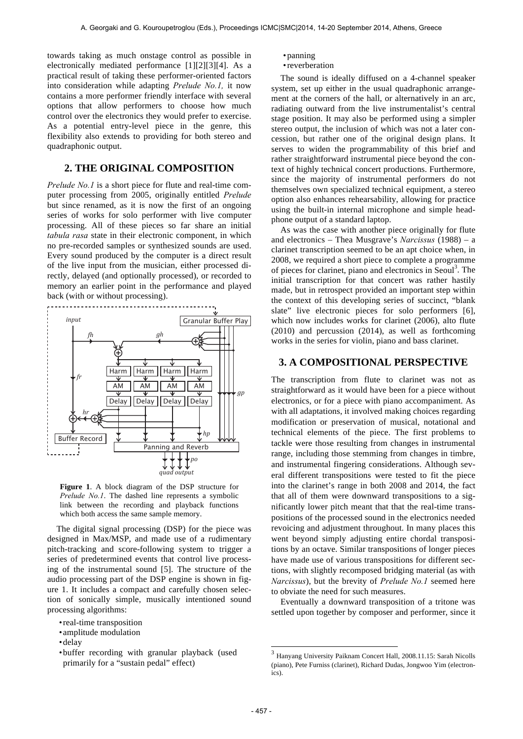towards taking as much onstage control as possible in electronically mediated performance [1][2][3][4]. As a practical result of taking these performer-oriented factors into consideration while adapting *Prelude No.1,* it now contains a more performer friendly interface with several options that allow performers to choose how much control over the electronics they would prefer to exercise. As a potential entry-level piece in the genre, this flexibility also extends to providing for both stereo and quadraphonic output.

## 2. THE ORIGINAL COMPOSITION

*Prelude No.1* is a short piece for flute and real-time computer processing from 2005, originally entitled *Prelude* but since renamed, as it is now the first of an ongoing series of works for solo performer with live computer processing. All of these pieces so far share an initial *tabula rasa* state in their electronic component, in which no pre-recorded samples or synthesized sounds are used. Every sound produced by the computer is a direct result of the live input from the musician, either processed directly, delayed (and optionally processed), or recorded to memory an earlier point in the performance and played back (with or without processing).

**Figure 1**. A block diagram of the DSP structure for *Prelude No.1*. The dashed line represents a symbolic link between the recording and playback functions which both access the same sample memory.

The digital signal processing (DSP) for the piece was designed in Max/MSP, and made use of a rudimentary pitch-tracking and score-following system to trigger a series of predetermined events that control live processing of the instrumental sound [5]. The structure of the audio processing part of the DSP engine is shown in figure 1. It includes a compact and carefully chosen selection of sonically simple, musically intentioned sound processing algorithms:

- real-time transposition
- amplitude modulation
- delay
- buffer recording with granular playback (used primarily for a "sustain pedal" effect)
- panning
- reverberation

The sound is ideally diffused on a 4-channel speaker system, set up either in the usual quadraphonic arrangement at the corners of the hall, or alternatively in an arc, radiating outward from the live instrumentalist's central stage position. It may also be performed using a simpler stereo output, the inclusion of which was not a later concession, but rather one of the original design plans. It serves to widen the programmability of this brief and rather straightforward instrumental piece beyond the context of highly technical concert productions. Furthermore, since the majority of instrumental performers do not themselves own specialized technical equipment, a stereo option also enhances rehearsability, allowing for practice using the built-in internal microphone and simple headphone output of a standard laptop.

As was the case with another piece originally for flute and electronics – Thea Musgrave's *Narcissus* (1988) – a clarinet transcription seemed to be an apt choice when, in 2008, we required a short piece to complete a programme of pieces for clarinet, piano and electronics in Seoul[3]. The initial transcription for that concert was rather hastily made, but in retrospect provided an important step within the context of this developing series of succinct, "blank slate" live electronic pieces for solo performers [6], which now includes works for clarinet (2006), alto flute (2010) and percussion (2014), as well as forthcoming works in the series for violin, piano and bass clarinet.

## 3. A COMPOSITIONAL PERSPECTIVE

The transcription from flute to clarinet was not as straightforward as it would have been for a piece without electronics, or for a piece with piano accompaniment. As with all adaptations, it involved making choices regarding modification or preservation of musical, notational and technical elements of the piece. The first problems to tackle were those resulting from changes in instrumental range, including those stemming from changes in timbre, and instrumental fingering considerations. Although several different transpositions were tested to fit the piece into the clarinet's range in both 2008 and 2014, the fact that all of them were downward transpositions to a significantly lower pitch meant that that the real-time transpositions of the processed sound in the electronics needed revoicing and adjustment throughout. In many places this went beyond simply adjusting entire chordal transpositions by an octave. Similar transpositions of longer pieces have made use of various transpositions for different sections, with slightly recomposed bridging material (as with *Narcissus*), but the brevity of *Prelude No.1* seemed here to obviate the need for such measures.

Eventually a downward transposition of a tritone was settled upon together by composer and performer, since it

[3] Hanyang University Paiknam Concert Hall, 2008.11.15: Sarah Nicolls (piano), Pete Furniss (clarinet), Richard Dudas, Jongwoo Yim (electronics).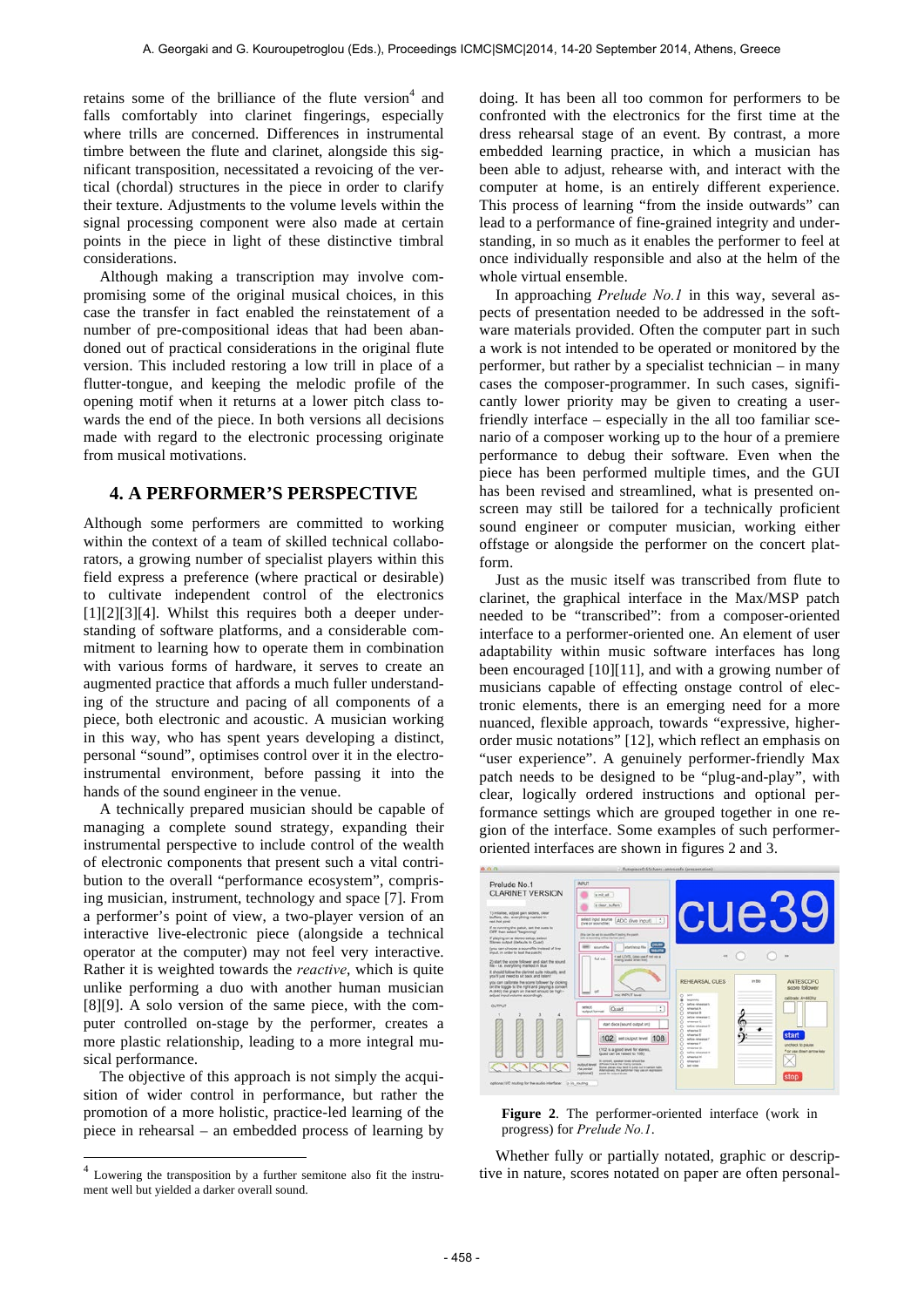retains some of the brilliance of the flute version[4] and falls comfortably into clarinet fingerings, especially where trills are concerned. Differences in instrumental timbre between the flute and clarinet, alongside this significant transposition, necessitated a revoicing of the vertical (chordal) structures in the piece in order to clarify their texture. Adjustments to the volume levels within the signal processing component were also made at certain points in the piece in light of these distinctive timbral considerations.

Although making a transcription may involve compromising some of the original musical choices, in this case the transfer in fact enabled the reinstatement of a number of pre-compositional ideas that had been abandoned out of practical considerations in the original flute version. This included restoring a low trill in place of a flutter-tongue, and keeping the melodic profile of the opening motif when it returns at a lower pitch class towards the end of the piece. In both versions all decisions made with regard to the electronic processing originate from musical motivations.

## 4. A PERFORMER'S PERSPECTIVE

Although some performers are committed to working within the context of a team of skilled technical collaborators, a growing number of specialist players within this field express a preference (where practical or desirable) to cultivate independent control of the electronics [1][2][3][4]. Whilst this requires both a deeper understanding of software platforms, and a considerable commitment to learning how to operate them in combination with various forms of hardware, it serves to create an augmented practice that affords a much fuller understanding of the structure and pacing of all components of a piece, both electronic and acoustic. A musician working in this way, who has spent years developing a distinct, personal "sound", optimises control over it in the electro-instrumental environment, before passing it into the hands of the sound engineer in the venue.

A technically prepared musician should be capable of managing a complete sound strategy, expanding their instrumental perspective to include control of the wealth of electronic components that present such a vital contribution to the overall "performance ecosystem", comprising musician, instrument, technology and space [7]. From a performer's point of view, a two-player version of an interactive live-electronic piece (alongside a technical operator at the computer) may not feel very interactive. Rather it is weighted towards the *reactive*, which is quite unlike performing a duo with another human musician [8][9]. A solo version of the same piece, with the computer controlled on-stage by the performer, creates a more plastic relationship, leading to a more integral musical performance.

The objective of this approach is not simply the acquisition of wider control in performance, but rather the promotion of a more holistic, practice-led learning of the piece in rehearsal – an embedded process of learning by doing. It has been all too common for performers to be confronted with the electronics for the first time at the dress rehearsal stage of an event. By contrast, a more embedded learning practice, in which a musician has been able to adjust, rehearse with, and interact with the computer at home, is an entirely different experience. This process of learning "from the inside outwards" can lead to a performance of fine-grained integrity and understanding, in so much as it enables the performer to feel at once individually responsible and also at the helm of the whole virtual ensemble.

In approaching *Prelude No.1* in this way, several aspects of presentation needed to be addressed in the software materials provided. Often the computer part in such a work is not intended to be operated or monitored by the performer, but rather by a specialist technician – in many cases the composer-programmer. In such cases, significantly lower priority may be given to creating a user-friendly interface – especially in the all too familiar scenario of a composer working up to the hour of a premiere performance to debug their software. Even when the piece has been performed multiple times, and the GUI has been revised and streamlined, what is presented on-screen may still be tailored for a technically proficient sound engineer or computer musician, working either offstage or alongside the performer on the concert platform.

Just as the music itself was transcribed from flute to clarinet, the graphical interface in the Max/MSP patch needed to be "transcribed": from a composer-oriented interface to a performer-oriented one. An element of user adaptability within music software interfaces has long been encouraged [10][11], and with a growing number of musicians capable of effecting onstage control of electronic elements, there is an emerging need for a more nuanced, flexible approach, towards "expressive, higher-order music notations" [12], which reflect an emphasis on "user experience". A genuinely performer-friendly Max patch needs to be designed to be "plug-and-play", with clear, logically ordered instructions and optional performance settings which are grouped together in one region of the interface. Some examples of such performer-oriented interfaces are shown in figures 2 and 3.

**Figure 2**. The performer-oriented interface (work in progress) for *Prelude No.1*.

Whether fully or partially notated, graphic or descriptive in nature, scores notated on paper are often personal-

[4] Lowering the transposition by a further semitone also fit the instrument well but yielded a darker overall sound.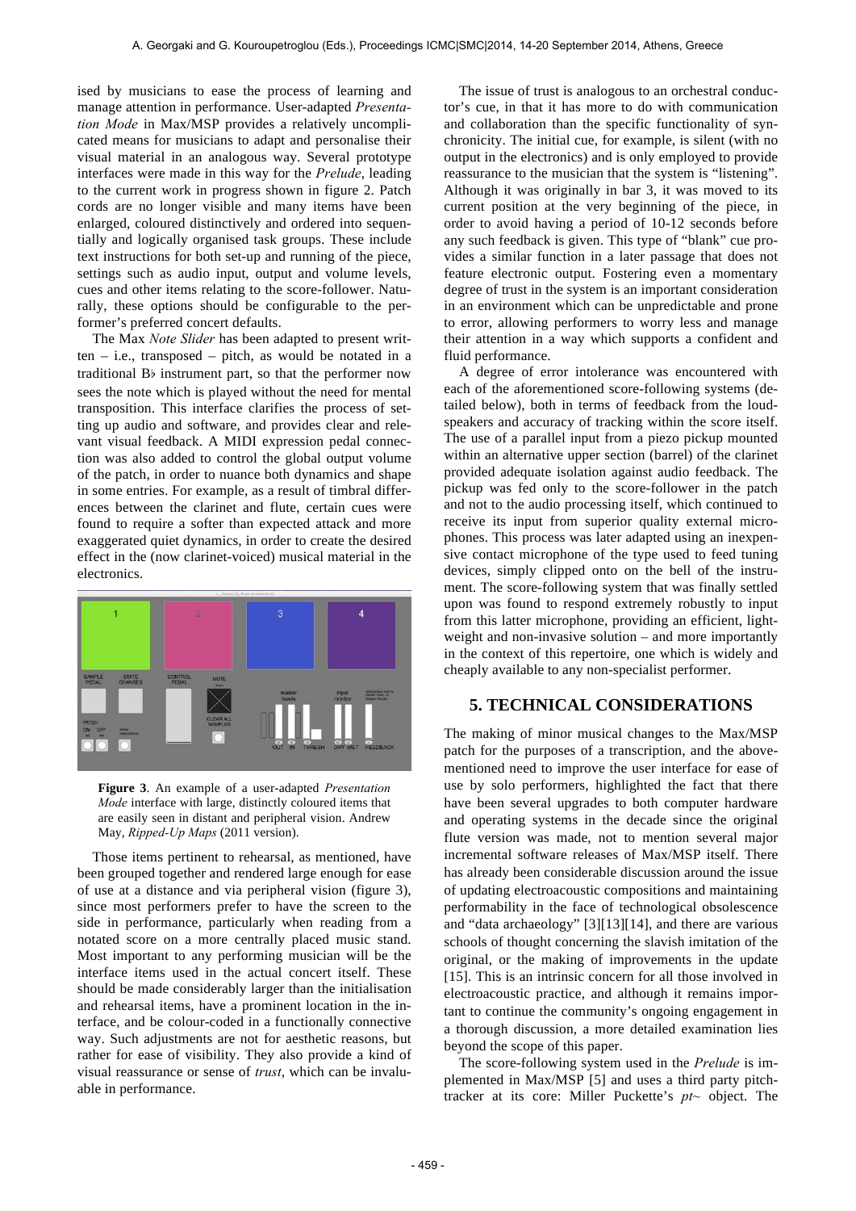ised by musicians to ease the process of learning and manage attention in performance. User-adapted *Presentation Mode* in Max/MSP provides a relatively uncomplicated means for musicians to adapt and personalise their visual material in an analogous way. Several prototype interfaces were made in this way for the *Prelude*, leading to the current work in progress shown in figure 2. Patch cords are no longer visible and many items have been enlarged, coloured distinctively and ordered into sequentially and logically organised task groups. These include text instructions for both set-up and running of the piece, settings such as audio input, output and volume levels, cues and other items relating to the score-follower. Naturally, these options should be configurable to the performer's preferred concert defaults.

The Max *Note Slider* has been adapted to present written – i.e., transposed – pitch, as would be notated in a traditional B♭ instrument part, so that the performer now sees the note which is played without the need for mental transposition. This interface clarifies the process of setting up audio and software, and provides clear and relevant visual feedback. A MIDI expression pedal connection was also added to control the global output volume of the patch, in order to nuance both dynamics and shape in some entries. For example, as a result of timbral differences between the clarinet and flute, certain cues were found to require a softer than expected attack and more exaggerated quiet dynamics, in order to create the desired effect in the (now clarinet-voiced) musical material in the electronics.

**Figure 3**. An example of a user-adapted *Presentation Mode* interface with large, distinctly coloured items that are easily seen in distant and peripheral vision. Andrew May, *Ripped-Up Maps* (2011 version).

Those items pertinent to rehearsal, as mentioned, have been grouped together and rendered large enough for ease of use at a distance and via peripheral vision (figure 3), since most performers prefer to have the screen to the side in performance, particularly when reading from a notated score on a more centrally placed music stand. Most important to any performing musician will be the interface items used in the actual concert itself. These should be made considerably larger than the initialisation and rehearsal items, have a prominent location in the interface, and be colour-coded in a functionally connective way. Such adjustments are not for aesthetic reasons, but rather for ease of visibility. They also provide a kind of visual reassurance or sense of *trust*, which can be invaluable in performance.

The issue of trust is analogous to an orchestral conductor's cue, in that it has more to do with communication and collaboration than the specific functionality of synchronicity. The initial cue, for example, is silent (with no output in the electronics) and is only employed to provide reassurance to the musician that the system is "listening". Although it was originally in bar 3, it was moved to its current position at the very beginning of the piece, in order to avoid having a period of 10-12 seconds before any such feedback is given. This type of "blank" cue provides a similar function in a later passage that does not feature electronic output. Fostering even a momentary degree of trust in the system is an important consideration in an environment which can be unpredictable and prone to error, allowing performers to worry less and manage their attention in a way which supports a confident and fluid performance.

A degree of error intolerance was encountered with each of the aforementioned score-following systems (detailed below), both in terms of feedback from the loudspeakers and accuracy of tracking within the score itself. The use of a parallel input from a piezo pickup mounted within an alternative upper section (barrel) of the clarinet provided adequate isolation against audio feedback. The pickup was fed only to the score-follower in the patch and not to the audio processing itself, which continued to receive its input from superior quality external microphones. This process was later adapted using an inexpensive contact microphone of the type used to feed tuning devices, simply clipped onto on the bell of the instrument. The score-following system that was finally settled upon was found to respond extremely robustly to input from this latter microphone, providing an efficient, lightweight and non-invasive solution – and more importantly in the context of this repertoire, one which is widely and cheaply available to any non-specialist performer.

## 5. TECHNICAL CONSIDERATIONS

The making of minor musical changes to the Max/MSP patch for the purposes of a transcription, and the above-mentioned need to improve the user interface for ease of use by solo performers, highlighted the fact that there have been several upgrades to both computer hardware and operating systems in the decade since the original flute version was made, not to mention several major incremental software releases of Max/MSP itself. There has already been considerable discussion around the issue of updating electroacoustic compositions and maintaining performability in the face of technological obsolescence and "data archaeology" [3][13][14], and there are various schools of thought concerning the slavish imitation of the original, or the making of improvements in the update [15]. This is an intrinsic concern for all those involved in electroacoustic practice, and although it remains important to continue the community's ongoing engagement in a thorough discussion, a more detailed examination lies beyond the scope of this paper.

The score-following system used in the *Prelude* is implemented in Max/MSP [5] and uses a third party pitch-tracker at its core: Miller Puckette's *pt~* object. The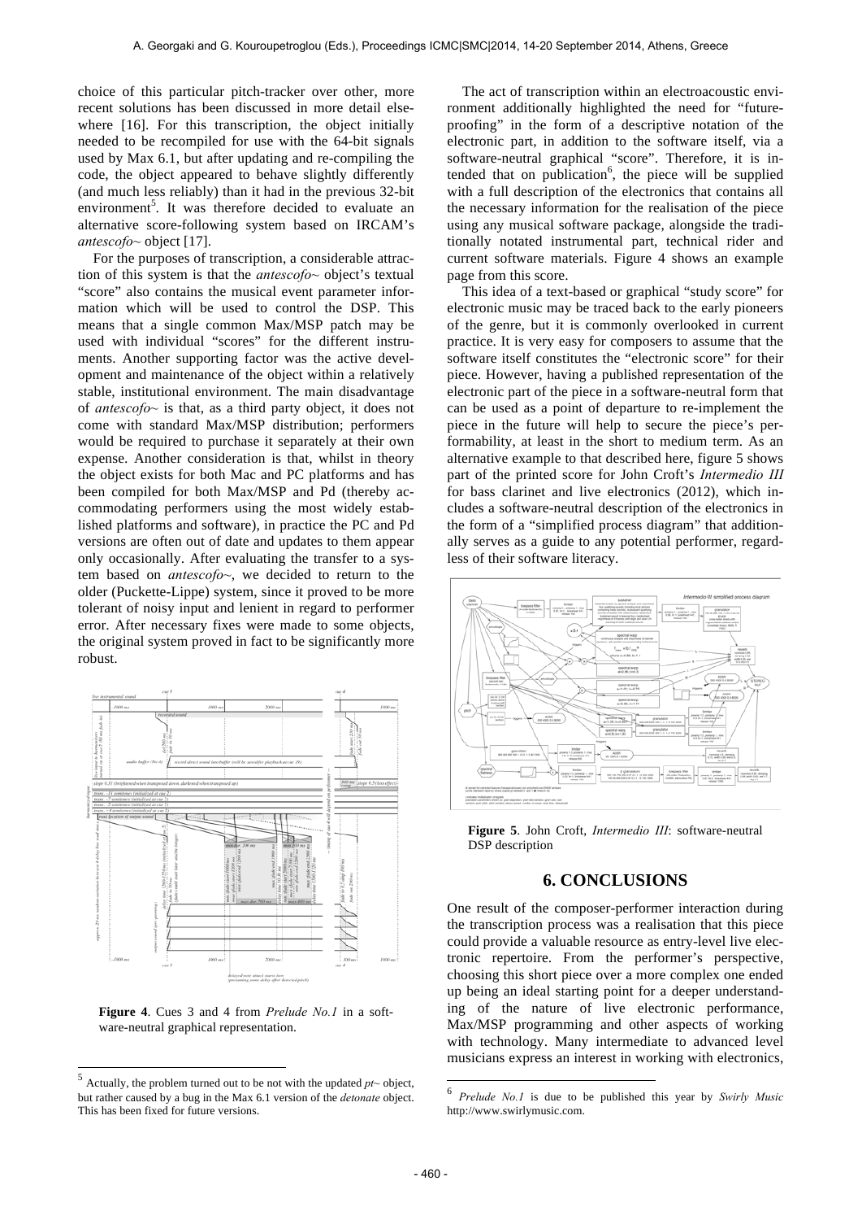choice of this particular pitch-tracker over other, more recent solutions has been discussed in more detail elsewhere [16]. For this transcription, the object initially needed to be recompiled for use with the 64-bit signals used by Max 6.1, but after updating and re-compiling the code, the object appeared to behave slightly differently (and much less reliably) than it had in the previous 32-bit environment[5]. It was therefore decided to evaluate an alternative score-following system based on IRCAM's *antescofo~* object [17].

For the purposes of transcription, a considerable attraction of this system is that the *antescofo~* object's textual "score" also contains the musical event parameter information which will be used to control the DSP. This means that a single common Max/MSP patch may be used with individual "scores" for the different instruments. Another supporting factor was the active development and maintenance of the object within a relatively stable, institutional environment. The main disadvantage of *antescofo~* is that, as a third party object, it does not come with standard Max/MSP distribution; performers would be required to purchase it separately at their own expense. Another consideration is that, whilst in theory the object exists for both Mac and PC platforms and has been compiled for both Max/MSP and Pd (thereby accommodating performers using the most widely established platforms and software), in practice the PC and Pd versions are often out of date and updates to them appear only occasionally. After evaluating the transfer to a system based on *antescofo~*, we decided to return to the older (Puckette-Lippe) system, since it proved to be more tolerant of noisy input and lenient in regard to performer error. After necessary fixes were made to some objects, the original system proved in fact to be significantly more robust.

**Figure 4**. Cues 3 and 4 from *Prelude No.1* in a software-neutral graphical representation.

The act of transcription within an electroacoustic environment additionally highlighted the need for "future-proofing" in the form of a descriptive notation of the electronic part, in addition to the software itself, via a software-neutral graphical "score". Therefore, it is intended that on publication[6], the piece will be supplied with a full description of the electronics that contains all the necessary information for the realisation of the piece using any musical software package, alongside the traditionally notated instrumental part, technical rider and current software materials. Figure 4 shows an example page from this score.

This idea of a text-based or graphical "study score" for electronic music may be traced back to the early pioneers of the genre, but it is commonly overlooked in current practice. It is very easy for composers to assume that the software itself constitutes the "electronic score" for their piece. However, having a published representation of the electronic part of the piece in a software-neutral form that can be used as a point of departure to re-implement the piece in the future will help to secure the piece's performability, at least in the short to medium term. As an alternative example to that described here, figure 5 shows part of the printed score for John Croft's *Intermedio III* for bass clarinet and live electronics (2012), which includes a software-neutral description of the electronics in the form of a "simplified process diagram" that additionally serves as a guide to any potential performer, regardless of their software literacy.

**Figure 5**. John Croft, *Intermedio III*: software-neutral DSP description

## 6. CONCLUSIONS

One result of the composer-performer interaction during the transcription process was a realisation that this piece could provide a valuable resource as entry-level live electronic repertoire. From the performer's perspective, choosing this short piece over a more complex one ended up being an ideal starting point for a deeper understanding of the nature of live electronic performance, Max/MSP programming and other aspects of working with technology. Many intermediate to advanced level musicians express an interest in working with electronics,

[5] Actually, the problem turned out to be not with the updated *pt~* object, but rather caused by a bug in the Max 6.1 version of the *detonate* object. This has been fixed for future versions.

[6] *Prelude No.1* is due to be published this year by *Swirly Music* http://www.swirlymusic.com.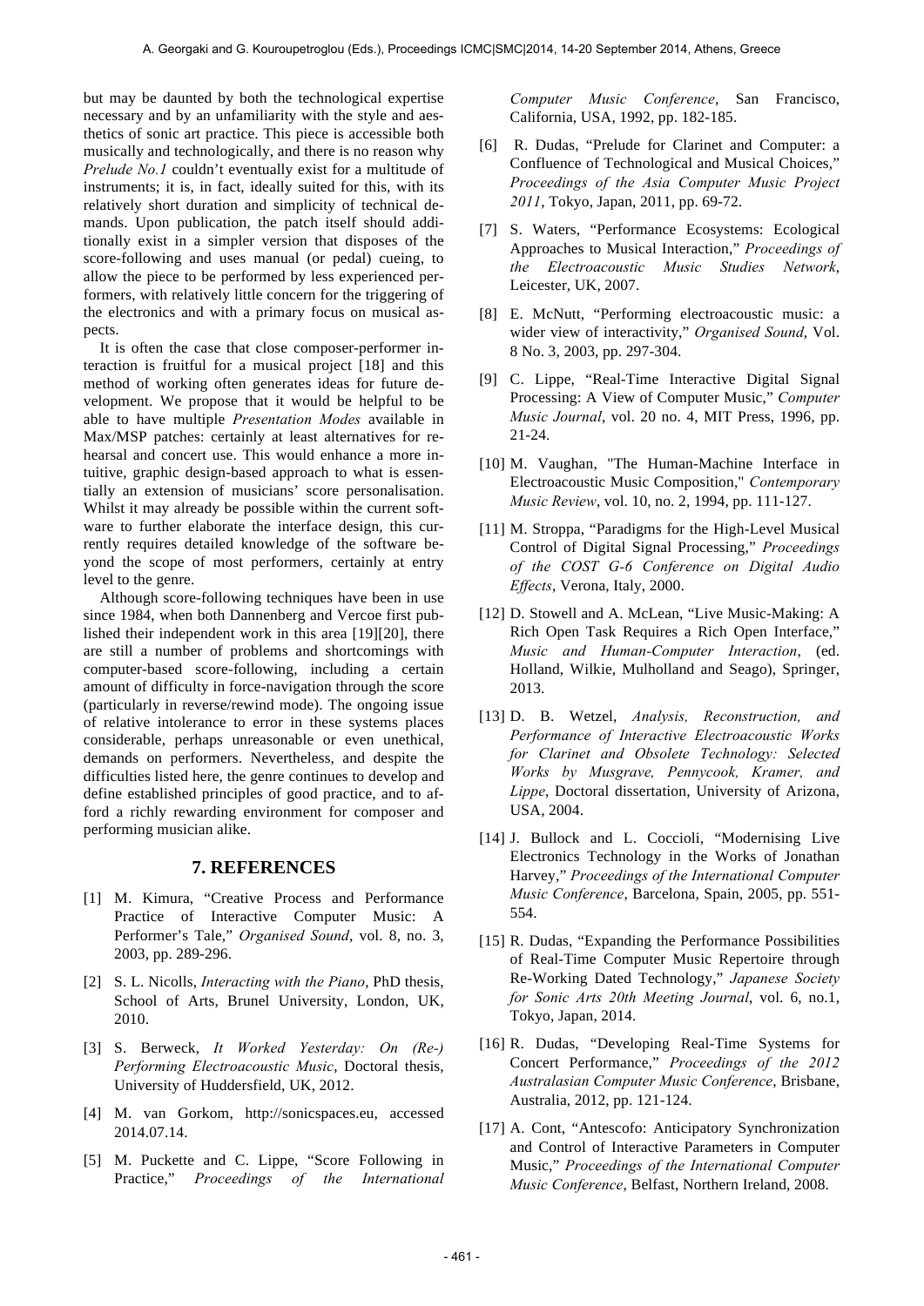but may be daunted by both the technological expertise necessary and by an unfamiliarity with the style and aesthetics of sonic art practice. This piece is accessible both musically and technologically, and there is no reason why *Prelude No.1* couldn't eventually exist for a multitude of instruments; it is, in fact, ideally suited for this, with its relatively short duration and simplicity of technical demands. Upon publication, the patch itself should additionally exist in a simpler version that disposes of the score-following and uses manual (or pedal) cueing, to allow the piece to be performed by less experienced performers, with relatively little concern for the triggering of the electronics and with a primary focus on musical aspects.

It is often the case that close composer-performer interaction is fruitful for a musical project [18] and this method of working often generates ideas for future development. We propose that it would be helpful to be able to have multiple *Presentation Modes* available in Max/MSP patches: certainly at least alternatives for rehearsal and concert use. This would enhance a more intuitive, graphic design-based approach to what is essentially an extension of musicians' score personalisation. Whilst it may already be possible within the current software to further elaborate the interface design, this currently requires detailed knowledge of the software beyond the scope of most performers, certainly at entry level to the genre.

Although score-following techniques have been in use since 1984, when both Dannenberg and Vercoe first published their independent work in this area [19][20], there are still a number of problems and shortcomings with computer-based score-following, including a certain amount of difficulty in force-navigation through the score (particularly in reverse/rewind mode). The ongoing issue of relative intolerance to error in these systems places considerable, perhaps unreasonable or even unethical, demands on performers. Nevertheless, and despite the difficulties listed here, the genre continues to develop and define established principles of good practice, and to afford a richly rewarding environment for composer and performing musician alike.

## 7. REFERENCES

[1] M. Kimura, "Creative Process and Performance Practice of Interactive Computer Music: A Performer's Tale," *Organised Sound*, vol. 8, no. 3, 2003, pp. 289-296.

[2] S. L. Nicolls, *Interacting with the Piano*, PhD thesis, School of Arts, Brunel University, London, UK, 2010.

[3] S. Berweck, *It Worked Yesterday: On (Re-) Performing Electroacoustic Music*, Doctoral thesis, University of Huddersfield, UK, 2012.

[4] M. van Gorkom, http://sonicspaces.eu, accessed 2014.07.14.

[5] M. Puckette and C. Lippe, "Score Following in Practice," *Proceedings of the International Computer Music Conference*, San Francisco, California, USA, 1992, pp. 182-185.

[6] R. Dudas, "Prelude for Clarinet and Computer: a Confluence of Technological and Musical Choices," *Proceedings of the Asia Computer Music Project 2011*, Tokyo, Japan, 2011, pp. 69-72.

[7] S. Waters, "Performance Ecosystems: Ecological Approaches to Musical Interaction," *Proceedings of the Electroacoustic Music Studies Network*, Leicester, UK, 2007.

[8] E. McNutt, "Performing electroacoustic music: a wider view of interactivity," *Organised Sound*, Vol. 8 No. 3, 2003, pp. 297-304.

[9] C. Lippe, "Real-Time Interactive Digital Signal Processing: A View of Computer Music," *Computer Music Journal*, vol. 20 no. 4, MIT Press, 1996, pp. 21-24.

[10] M. Vaughan, "The Human-Machine Interface in Electroacoustic Music Composition," *Contemporary Music Review*, vol. 10, no. 2, 1994, pp. 111-127.

[11] M. Stroppa, "Paradigms for the High-Level Musical Control of Digital Signal Processing," *Proceedings of the COST G-6 Conference on Digital Audio Effects*, Verona, Italy, 2000.

[12] D. Stowell and A. McLean, "Live Music-Making: A Rich Open Task Requires a Rich Open Interface," *Music and Human-Computer Interaction*, (ed. Holland, Wilkie, Mulholland and Seago), Springer, 2013.

[13] D. B. Wetzel, *Analysis, Reconstruction, and Performance of Interactive Electroacoustic Works for Clarinet and Obsolete Technology: Selected Works by Musgrave, Pennycook, Kramer, and Lippe*, Doctoral dissertation, University of Arizona, USA, 2004.

[14] J. Bullock and L. Coccioli, "Modernising Live Electronics Technology in the Works of Jonathan Harvey," *Proceedings of the International Computer Music Conference*, Barcelona, Spain, 2005, pp. 551-554.

[15] R. Dudas, "Expanding the Performance Possibilities of Real-Time Computer Music Repertoire through Re-Working Dated Technology," *Japanese Society for Sonic Arts 20th Meeting Journal*, vol. 6, no.1, Tokyo, Japan, 2014.

[16] R. Dudas, "Developing Real-Time Systems for Concert Performance," *Proceedings of the 2012 Australasian Computer Music Conference*, Brisbane, Australia, 2012, pp. 121-124.

[17] A. Cont, "Antescofo: Anticipatory Synchronization and Control of Interactive Parameters in Computer Music," *Proceedings of the International Computer Music Conference*, Belfast, Northern Ireland, 2008.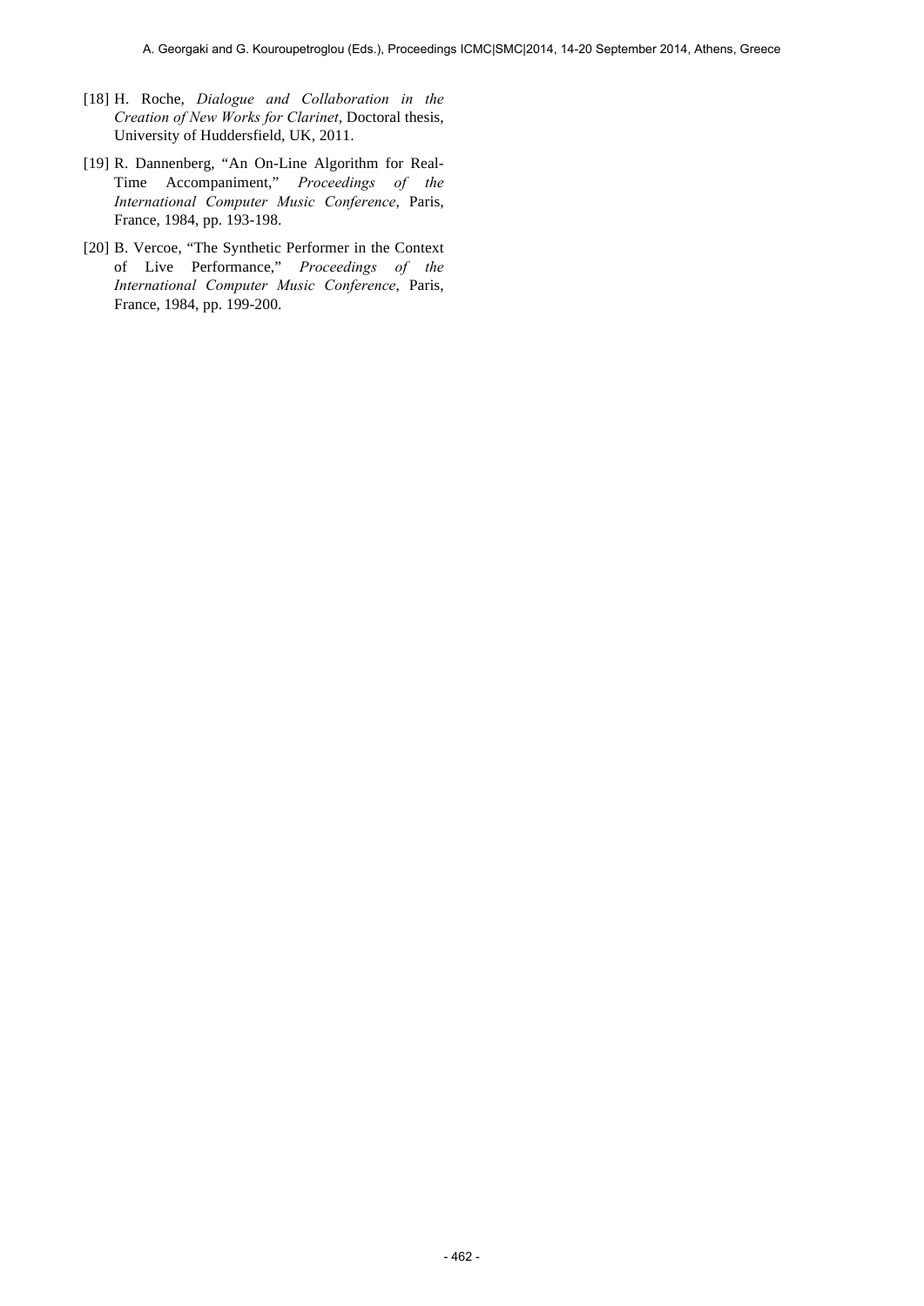[18] H. Roche, *Dialogue and Collaboration in the Creation of New Works for Clarinet*, Doctoral thesis, University of Huddersfield, UK, 2011.

[19] R. Dannenberg, "An On-Line Algorithm for Real-Time Accompaniment," *Proceedings of the International Computer Music Conference*, Paris, France, 1984, pp. 193-198.

[20] B. Vercoe, "The Synthetic Performer in the Context of Live Performance," *Proceedings of the International Computer Music Conference*, Paris, France, 1984, pp. 199-200.